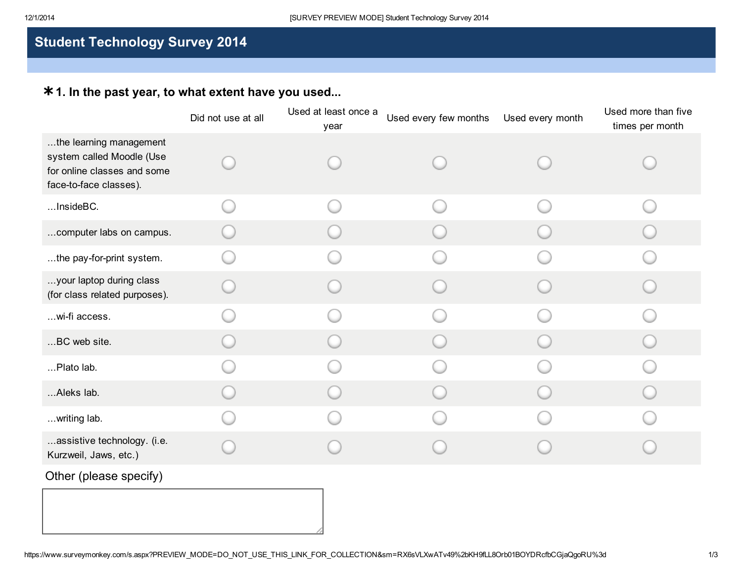# Student Technology Survey 2014

## * 1. In the past year, to what extent have you used...

| | Did not use at all | Used at least once a year | Used every few months | Used every month | Used more than five times per month |
|---|---|---|---|---|---|
| ...the learning management system called Moodle (Use for online classes and some face-to-face classes). | ◯ | ◯ | ◯ | ◯ | ◯ |
| ...InsideBC. | ◯ | ◯ | ◯ | ◯ | ◯ |
| ...computer labs on campus. | ◯ | ◯ | ◯ | ◯ | ◯ |
| ...the pay-for-print system. | ◯ | ◯ | ◯ | ◯ | ◯ |
| ...your laptop during class (for class related purposes). | ◯ | ◯ | ◯ | ◯ | ◯ |
| ...wi-fi access. | ◯ | ◯ | ◯ | ◯ | ◯ |
| ...BC web site. | ◯ | ◯ | ◯ | ◯ | ◯ |
| ...Plato lab. | ◯ | ◯ | ◯ | ◯ | ◯ |
| ...Aleks lab. | ◯ | ◯ | ◯ | ◯ | ◯ |
| ...writing lab. | ◯ | ◯ | ◯ | ◯ | ◯ |
| ...assistive technology. (i.e. Kurzweil, Jaws, etc.) | ◯ | ◯ | ◯ | ◯ | ◯ |

Other (please specify)

[ ]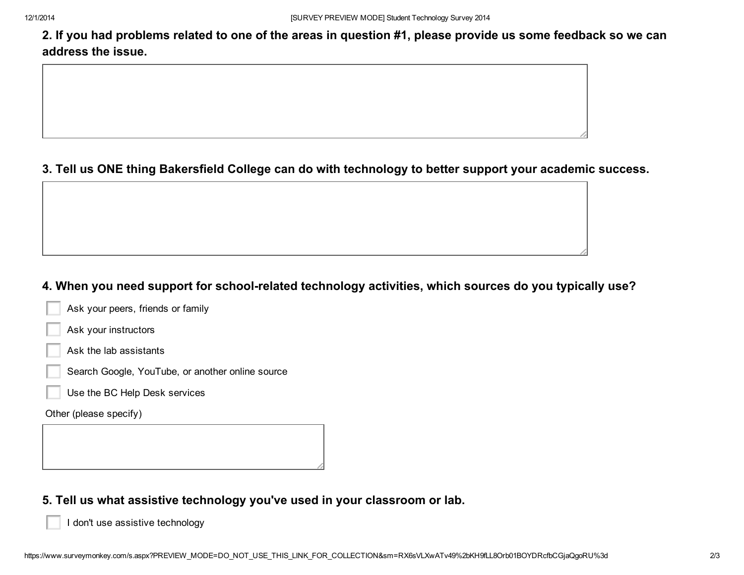## 2. If you had problems related to one of the areas in question #1, please provide us some feedback so we can address the issue.

## 3. Tell us ONE thing Bakersfield College can do with technology to better support your academic success.

## 4. When you need support for school-related technology activities, which sources do you typically use?

- [ ] Ask your peers, friends or family
- [ ] Ask your instructors
- [ ] Ask the lab assistants
- [ ] Search Google, YouTube, or another online source
- [ ] Use the BC Help Desk services

Other (please specify)

## 5. Tell us what assistive technology you've used in your classroom or lab.

- [ ] I don't use assistive technology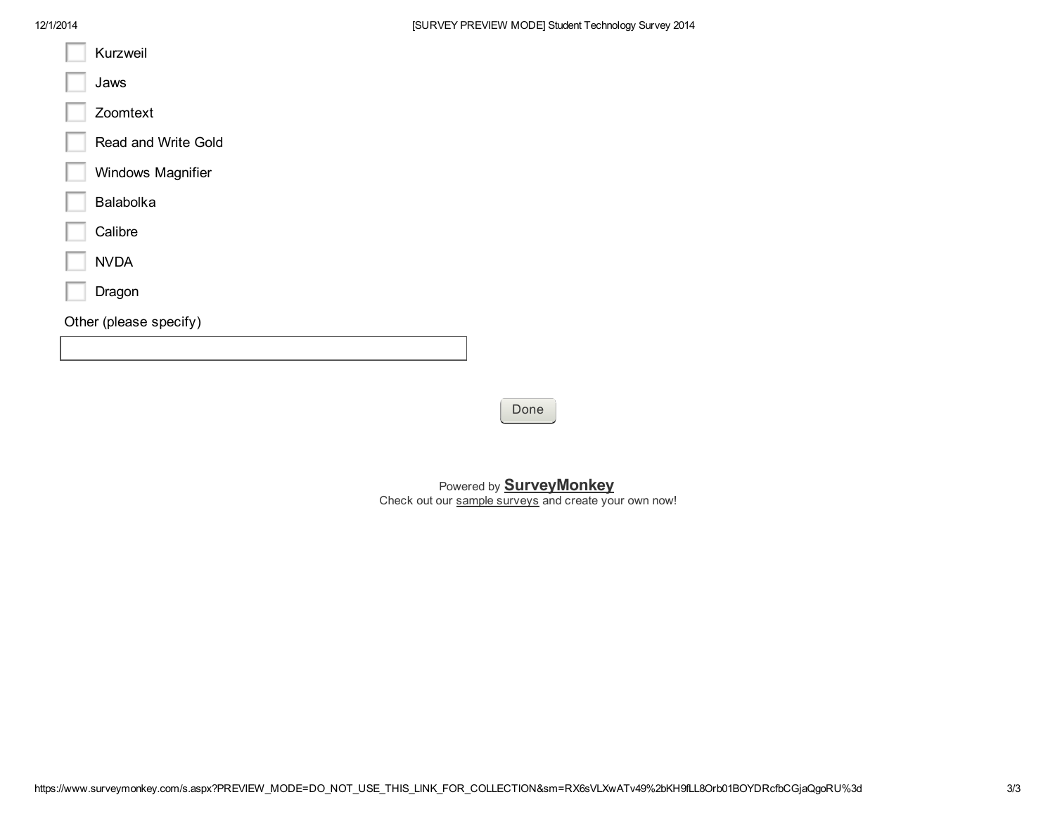- [ ] Kurzweil
- [ ] Jaws
- [ ] Zoomtext
- [ ] Read and Write Gold
- [ ] Windows Magnifier
- [ ] Balabolka
- [ ] Calibre
- [ ] NVDA
- [ ] Dragon

Other (please specify)

Done

Powered by **SurveyMonkey**
Check out our sample surveys and create your own now!